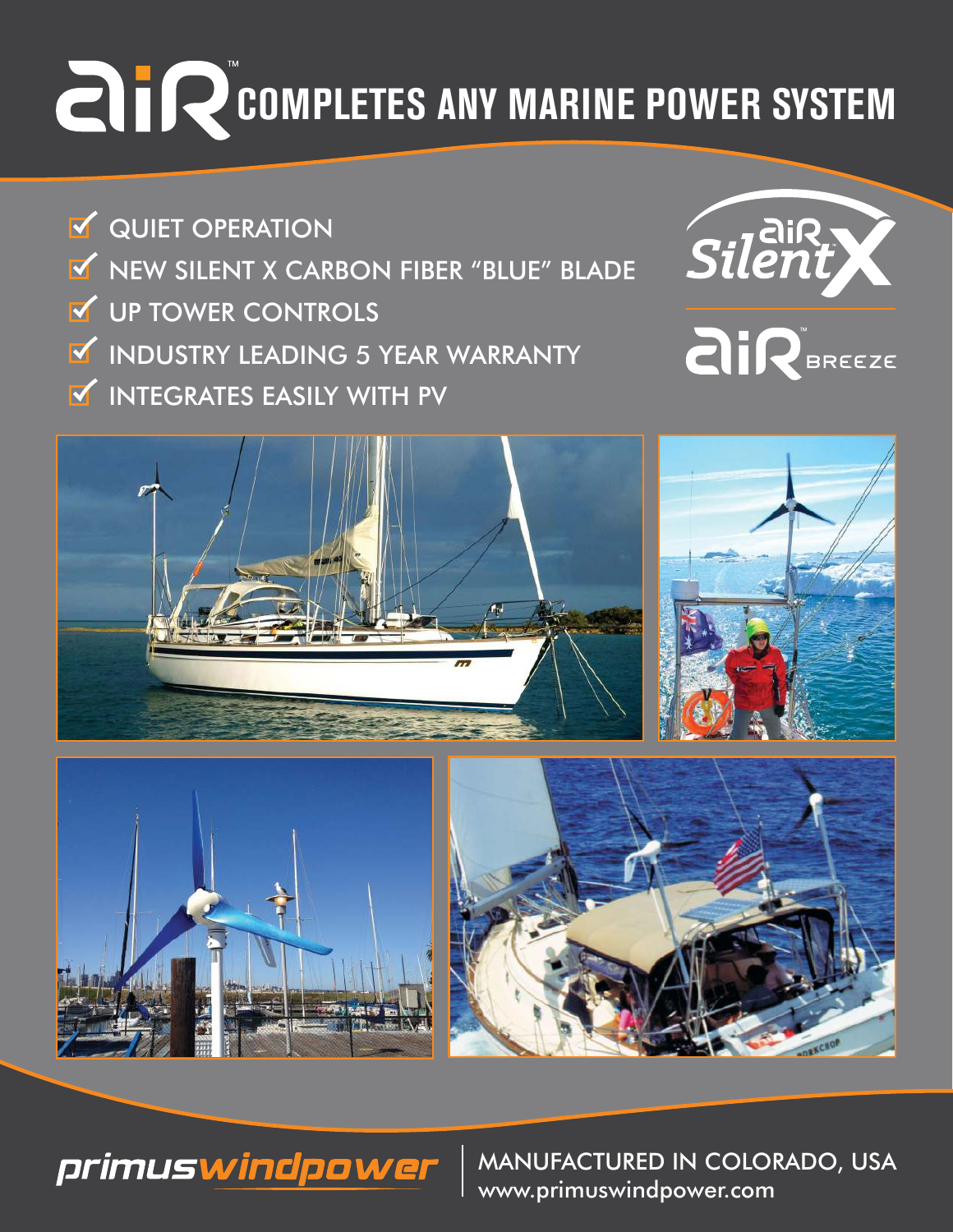# AIR™ COMPLETES ANY MARINE POWER SYSTEM

- ☑ QUIET OPERATION
- ☑ NEW SILENT X CARBON FIBER "BLUE" BLADE
- ☑ UP TOWER CONTROLS
- ☑ INDUSTRY LEADING 5 YEAR WARRANTY
- ☑ INTEGRATES EASILY WITH PV

AIR™ Silent X

AIR™ BREEZE

primuswindpower

MANUFACTURED IN COLORADO, USA
www.primuswindpower.com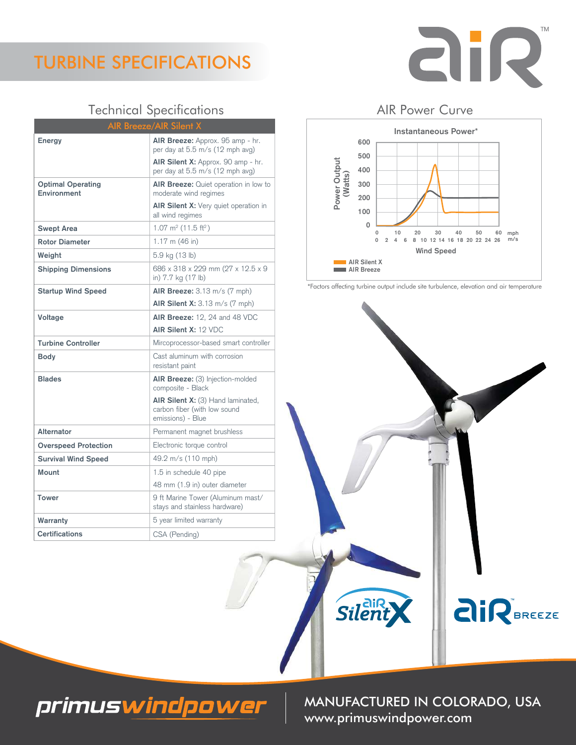# TURBINE SPECIFICATIONS

aiR™

## Technical Specifications

| AIR Breeze/AIR Silent X | |
|---|---|
| **Energy** | **AIR Breeze:** Approx. 95 amp - hr. per day at 5.5 m/s (12 mph avg) |
| | **AIR Silent X:** Approx. 90 amp - hr. per day at 5.5 m/s (12 mph avg) |
| **Optimal Operating Environment** | **AIR Breeze:** Quiet operation in low to moderate wind regimes |
| | **AIR Silent X:** Very quiet operation in all wind regimes |
| **Swept Area** | 1.07 $m^2$ (11.5 $ft^2$) |
| **Rotor Diameter** | 1.17 m (46 in) |
| **Weight** | 5.9 kg (13 lb) |
| **Shipping Dimensions** | 686 x 318 x 229 mm (27 x 12.5 x 9 in) 7.7 kg (17 lb) |
| **Startup Wind Speed** | **AIR Breeze:** 3.13 m/s (7 mph) |
| | **AIR Silent X:** 3.13 m/s (7 mph) |
| **Voltage** | **AIR Breeze:** 12, 24 and 48 VDC |
| | **AIR Silent X:** 12 VDC |
| **Turbine Controller** | Mircoprocessor-based smart controller |
| **Body** | Cast aluminum with corrosion resistant paint |
| **Blades** | **AIR Breeze:** (3) Injection-molded composite - Black |
| | **AIR Silent X:** (3) Hand laminated, carbon fiber (with low sound emissions) - Blue |
| **Alternator** | Permanent magnet brushless |
| **Overspeed Protection** | Electronic torque control |
| **Survival Wind Speed** | 49.2 m/s (110 mph) |
| **Mount** | 1.5 in schedule 40 pipe |
| | 48 mm (1.9 in) outer diameter |
| **Tower** | 9 ft Marine Tower (Aluminum mast/ stays and stainless hardware) |
| **Warranty** | 5 year limited warranty |
| **Certifications** | CSA (Pending) |

## AIR Power Curve

Instantaneous Power*

Power Output (Watts)

600
500
400
300
200
100
0

0 10 20 30 40 50 60 mph
0 2 4 6 8 10 12 14 16 18 20 22 24 26 m/s

Wind Speed

AIR Silent X
AIR Breeze

*Factors affecting turbine output include site turbulence, elevation and air temperature

aiR Silent X

aiR™ BREEZE

primuswindpower

MANUFACTURED IN COLORADO, USA
www.primuswindpower.com